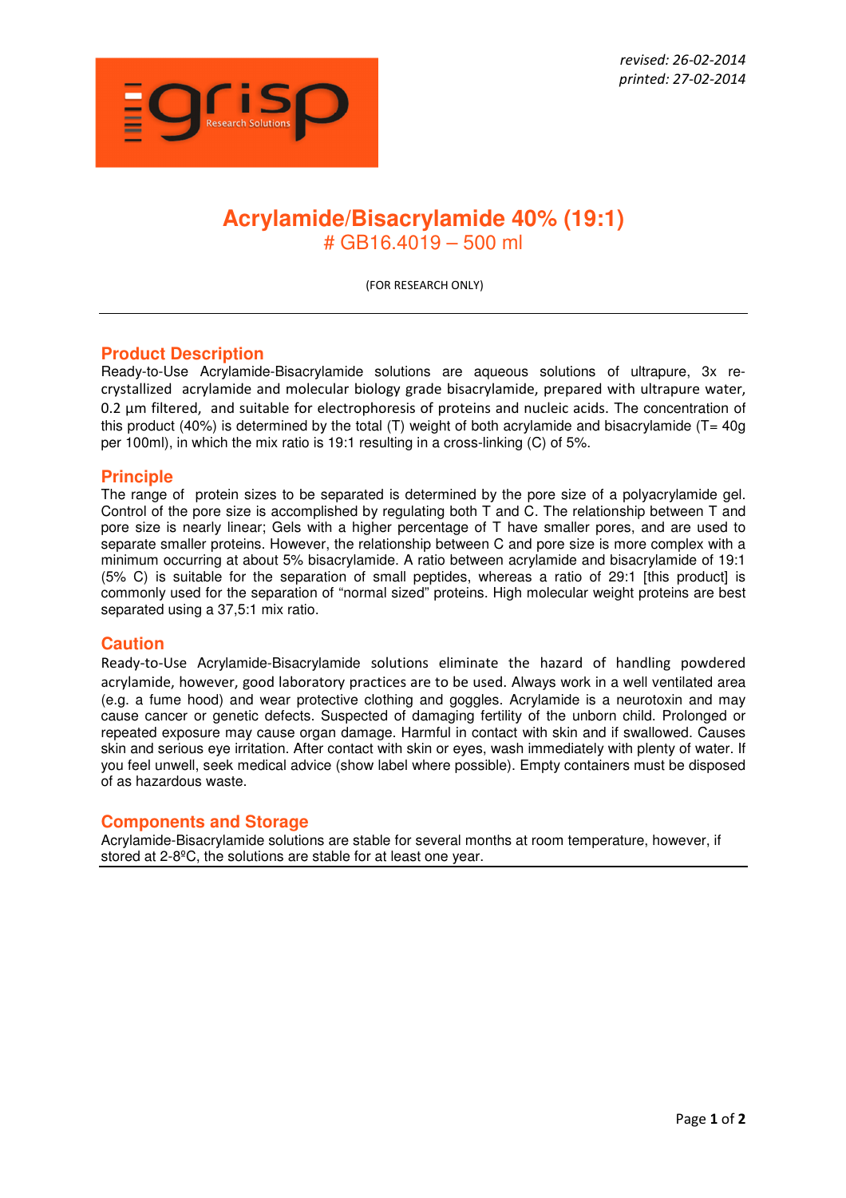*revised: 26-02-2014*
*printed: 27-02-2014*

# Acrylamide/Bisacrylamide 40% (19:1)

## # GB16.4019 – 500 ml

(FOR RESEARCH ONLY)

---

## Product Description

Ready-to-Use Acrylamide-Bisacrylamide solutions are aqueous solutions of ultrapure, 3x re-crystallized acrylamide and molecular biology grade bisacrylamide, prepared with ultrapure water, 0.2 µm filtered, and suitable for electrophoresis of proteins and nucleic acids. The concentration of this product (40%) is determined by the total (T) weight of both acrylamide and bisacrylamide (T= 40g per 100ml), in which the mix ratio is 19:1 resulting in a cross-linking (C) of 5%.

## Principle

The range of protein sizes to be separated is determined by the pore size of a polyacrylamide gel. Control of the pore size is accomplished by regulating both T and C. The relationship between T and pore size is nearly linear; Gels with a higher percentage of T have smaller pores, and are used to separate smaller proteins. However, the relationship between C and pore size is more complex with a minimum occurring at about 5% bisacrylamide. A ratio between acrylamide and bisacrylamide of 19:1 (5% C) is suitable for the separation of small peptides, whereas a ratio of 29:1 [this product] is commonly used for the separation of "normal sized" proteins. High molecular weight proteins are best separated using a 37,5:1 mix ratio.

## Caution

Ready-to-Use Acrylamide-Bisacrylamide solutions eliminate the hazard of handling powdered acrylamide, however, good laboratory practices are to be used. Always work in a well ventilated area (e.g. a fume hood) and wear protective clothing and goggles. Acrylamide is a neurotoxin and may cause cancer or genetic defects. Suspected of damaging fertility of the unborn child. Prolonged or repeated exposure may cause organ damage. Harmful in contact with skin and if swallowed. Causes skin and serious eye irritation. After contact with skin or eyes, wash immediately with plenty of water. If you feel unwell, seek medical advice (show label where possible). Empty containers must be disposed of as hazardous waste.

## Components and Storage

Acrylamide-Bisacrylamide solutions are stable for several months at room temperature, however, if stored at 2-8ºC, the solutions are stable for at least one year.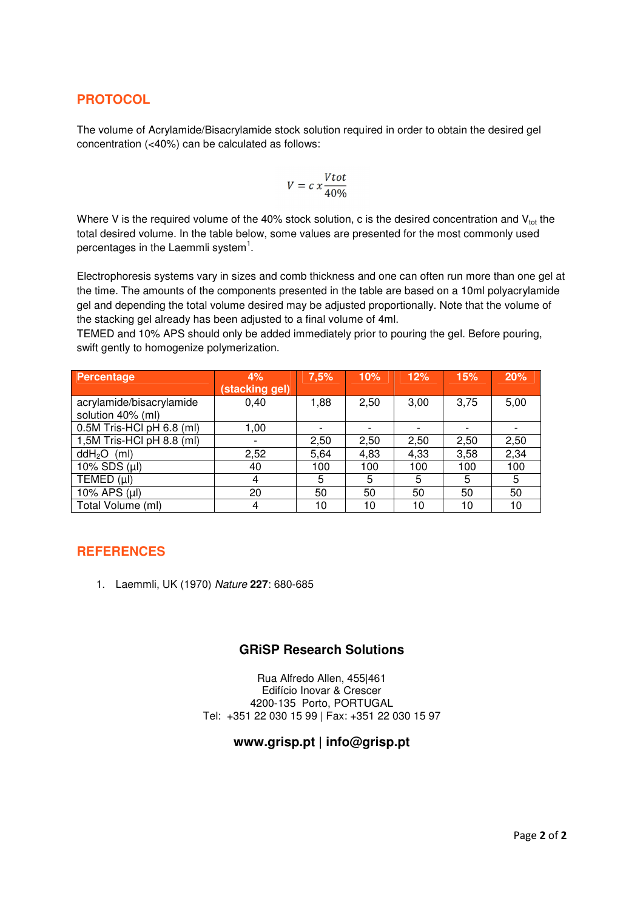## PROTOCOL

The volume of Acrylamide/Bisacrylamide stock solution required in order to obtain the desired gel concentration (<40%) can be calculated as follows:

$$V = c\,x\frac{Vtot}{40\%}$$

Where V is the required volume of the 40% stock solution, c is the desired concentration and $V_{tot}$ the total desired volume. In the table below, some values are presented for the most commonly used percentages in the Laemmli system[1].

Electrophoresis systems vary in sizes and comb thickness and one can often run more than one gel at the time. The amounts of the components presented in the table are based on a 10ml polyacrylamide gel and depending the total volume desired may be adjusted proportionally. Note that the volume of the stacking gel already has been adjusted to a final volume of 4ml.

TEMED and 10% APS should only be added immediately prior to pouring the gel. Before pouring, swift gently to homogenize polymerization.

| Percentage | 4% (stacking gel) | 7,5% | 10% | 12% | 15% | 20% |
|---|---|---|---|---|---|---|
| acrylamide/bisacrylamide solution 40% (ml) | 0,40 | 1,88 | 2,50 | 3,00 | 3,75 | 5,00 |
| 0.5M Tris-HCl pH 6.8 (ml) | 1,00 | - | - | - | - | - |
| 1,5M Tris-HCl pH 8.8 (ml) | - | 2,50 | 2,50 | 2,50 | 2,50 | 2,50 |
| $ddH_2O$ (ml) | 2,52 | 5,64 | 4,83 | 4,33 | 3,58 | 2,34 |
| 10% SDS (µl) | 40 | 100 | 100 | 100 | 100 | 100 |
| TEMED (µl) | 4 | 5 | 5 | 5 | 5 | 5 |
| 10% APS (µl) | 20 | 50 | 50 | 50 | 50 | 50 |
| Total Volume (ml) | 4 | 10 | 10 | 10 | 10 | 10 |

## REFERENCES

1. Laemmli, UK (1970) *Nature* **227**: 680-685

### GRiSP Research Solutions

Rua Alfredo Allen, 455|461
Edifício Inovar & Crescer
4200-135 Porto, PORTUGAL
Tel: +351 22 030 15 99 | Fax: +351 22 030 15 97

**www.grisp.pt | info@grisp.pt**